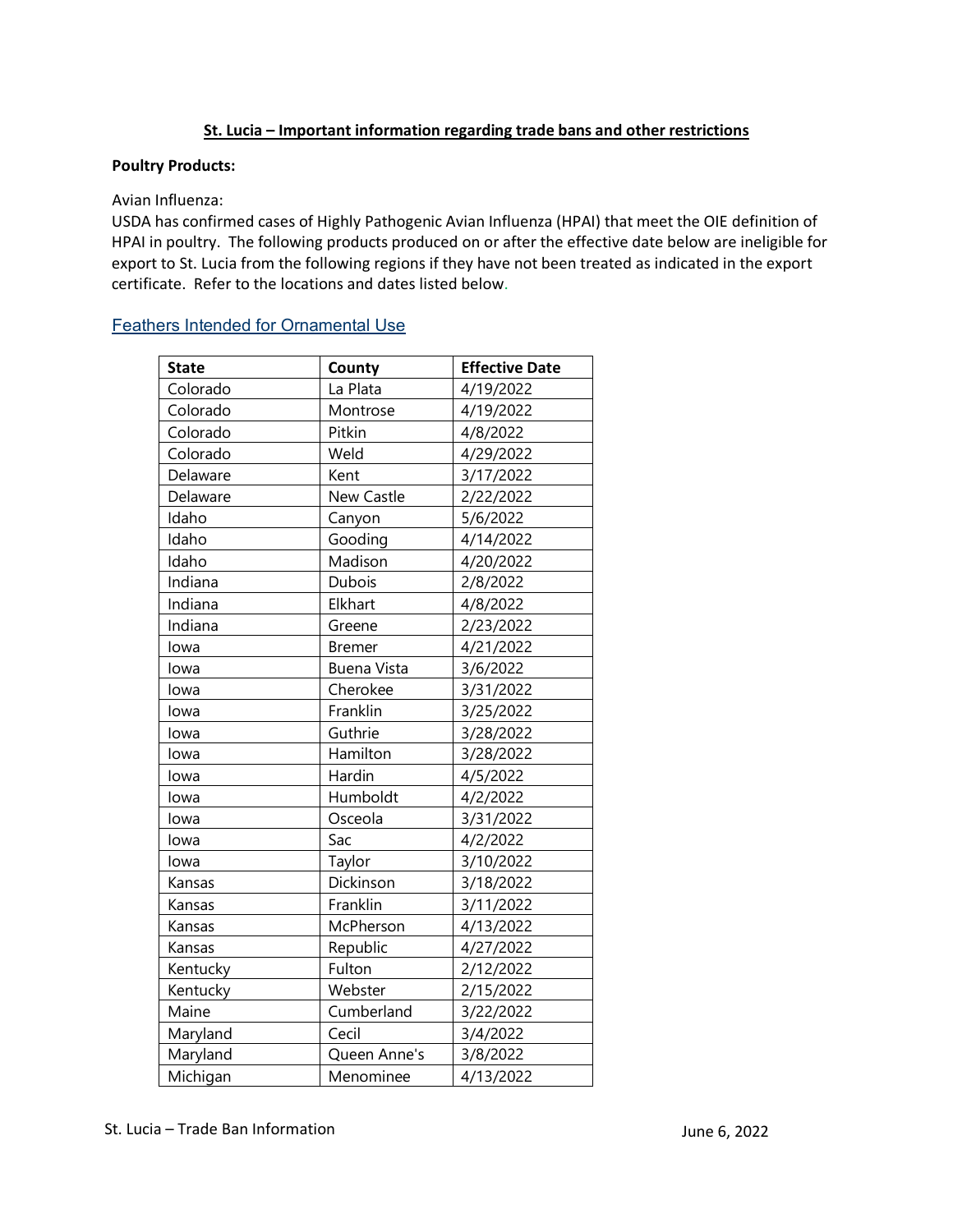## St. Lucia – Important information regarding trade bans and other restrictions

**Poultry Products:**

Avian Influenza:
USDA has confirmed cases of Highly Pathogenic Avian Influenza (HPAI) that meet the OIE definition of HPAI in poultry. The following products produced on or after the effective date below are ineligible for export to St. Lucia from the following regions if they have not been treated as indicated in the export certificate. Refer to the locations and dates listed below.

### Feathers Intended for Ornamental Use

| State | County | Effective Date |
|---|---|---|
| Colorado | La Plata | 4/19/2022 |
| Colorado | Montrose | 4/19/2022 |
| Colorado | Pitkin | 4/8/2022 |
| Colorado | Weld | 4/29/2022 |
| Delaware | Kent | 3/17/2022 |
| Delaware | New Castle | 2/22/2022 |
| Idaho | Canyon | 5/6/2022 |
| Idaho | Gooding | 4/14/2022 |
| Idaho | Madison | 4/20/2022 |
| Indiana | Dubois | 2/8/2022 |
| Indiana | Elkhart | 4/8/2022 |
| Indiana | Greene | 2/23/2022 |
| Iowa | Bremer | 4/21/2022 |
| Iowa | Buena Vista | 3/6/2022 |
| Iowa | Cherokee | 3/31/2022 |
| Iowa | Franklin | 3/25/2022 |
| Iowa | Guthrie | 3/28/2022 |
| Iowa | Hamilton | 3/28/2022 |
| Iowa | Hardin | 4/5/2022 |
| Iowa | Humboldt | 4/2/2022 |
| Iowa | Osceola | 3/31/2022 |
| Iowa | Sac | 4/2/2022 |
| Iowa | Taylor | 3/10/2022 |
| Kansas | Dickinson | 3/18/2022 |
| Kansas | Franklin | 3/11/2022 |
| Kansas | McPherson | 4/13/2022 |
| Kansas | Republic | 4/27/2022 |
| Kentucky | Fulton | 2/12/2022 |
| Kentucky | Webster | 2/15/2022 |
| Maine | Cumberland | 3/22/2022 |
| Maryland | Cecil | 3/4/2022 |
| Maryland | Queen Anne's | 3/8/2022 |
| Michigan | Menominee | 4/13/2022 |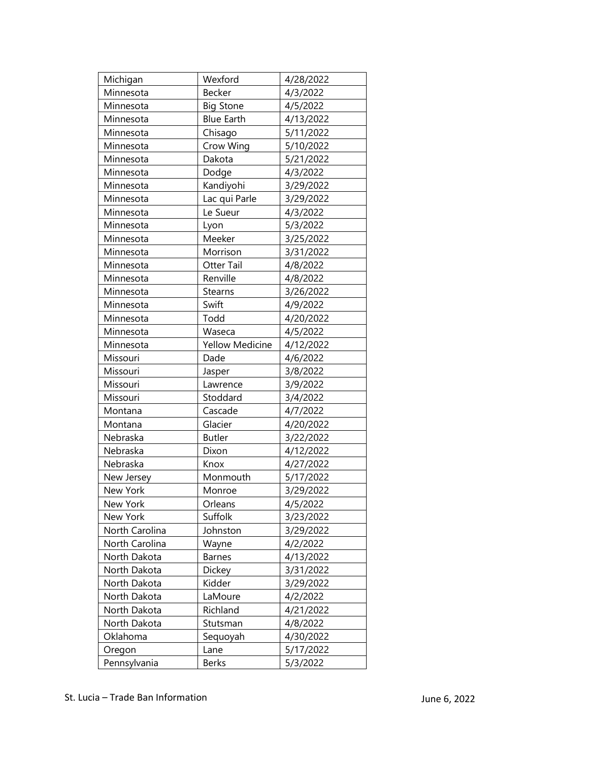| Michigan | Wexford | 4/28/2022 |
|---|---|---|
| Minnesota | Becker | 4/3/2022 |
| Minnesota | Big Stone | 4/5/2022 |
| Minnesota | Blue Earth | 4/13/2022 |
| Minnesota | Chisago | 5/11/2022 |
| Minnesota | Crow Wing | 5/10/2022 |
| Minnesota | Dakota | 5/21/2022 |
| Minnesota | Dodge | 4/3/2022 |
| Minnesota | Kandiyohi | 3/29/2022 |
| Minnesota | Lac qui Parle | 3/29/2022 |
| Minnesota | Le Sueur | 4/3/2022 |
| Minnesota | Lyon | 5/3/2022 |
| Minnesota | Meeker | 3/25/2022 |
| Minnesota | Morrison | 3/31/2022 |
| Minnesota | Otter Tail | 4/8/2022 |
| Minnesota | Renville | 4/8/2022 |
| Minnesota | Stearns | 3/26/2022 |
| Minnesota | Swift | 4/9/2022 |
| Minnesota | Todd | 4/20/2022 |
| Minnesota | Waseca | 4/5/2022 |
| Minnesota | Yellow Medicine | 4/12/2022 |
| Missouri | Dade | 4/6/2022 |
| Missouri | Jasper | 3/8/2022 |
| Missouri | Lawrence | 3/9/2022 |
| Missouri | Stoddard | 3/4/2022 |
| Montana | Cascade | 4/7/2022 |
| Montana | Glacier | 4/20/2022 |
| Nebraska | Butler | 3/22/2022 |
| Nebraska | Dixon | 4/12/2022 |
| Nebraska | Knox | 4/27/2022 |
| New Jersey | Monmouth | 5/17/2022 |
| New York | Monroe | 3/29/2022 |
| New York | Orleans | 4/5/2022 |
| New York | Suffolk | 3/23/2022 |
| North Carolina | Johnston | 3/29/2022 |
| North Carolina | Wayne | 4/2/2022 |
| North Dakota | Barnes | 4/13/2022 |
| North Dakota | Dickey | 3/31/2022 |
| North Dakota | Kidder | 3/29/2022 |
| North Dakota | LaMoure | 4/2/2022 |
| North Dakota | Richland | 4/21/2022 |
| North Dakota | Stutsman | 4/8/2022 |
| Oklahoma | Sequoyah | 4/30/2022 |
| Oregon | Lane | 5/17/2022 |
| Pennsylvania | Berks | 5/3/2022 |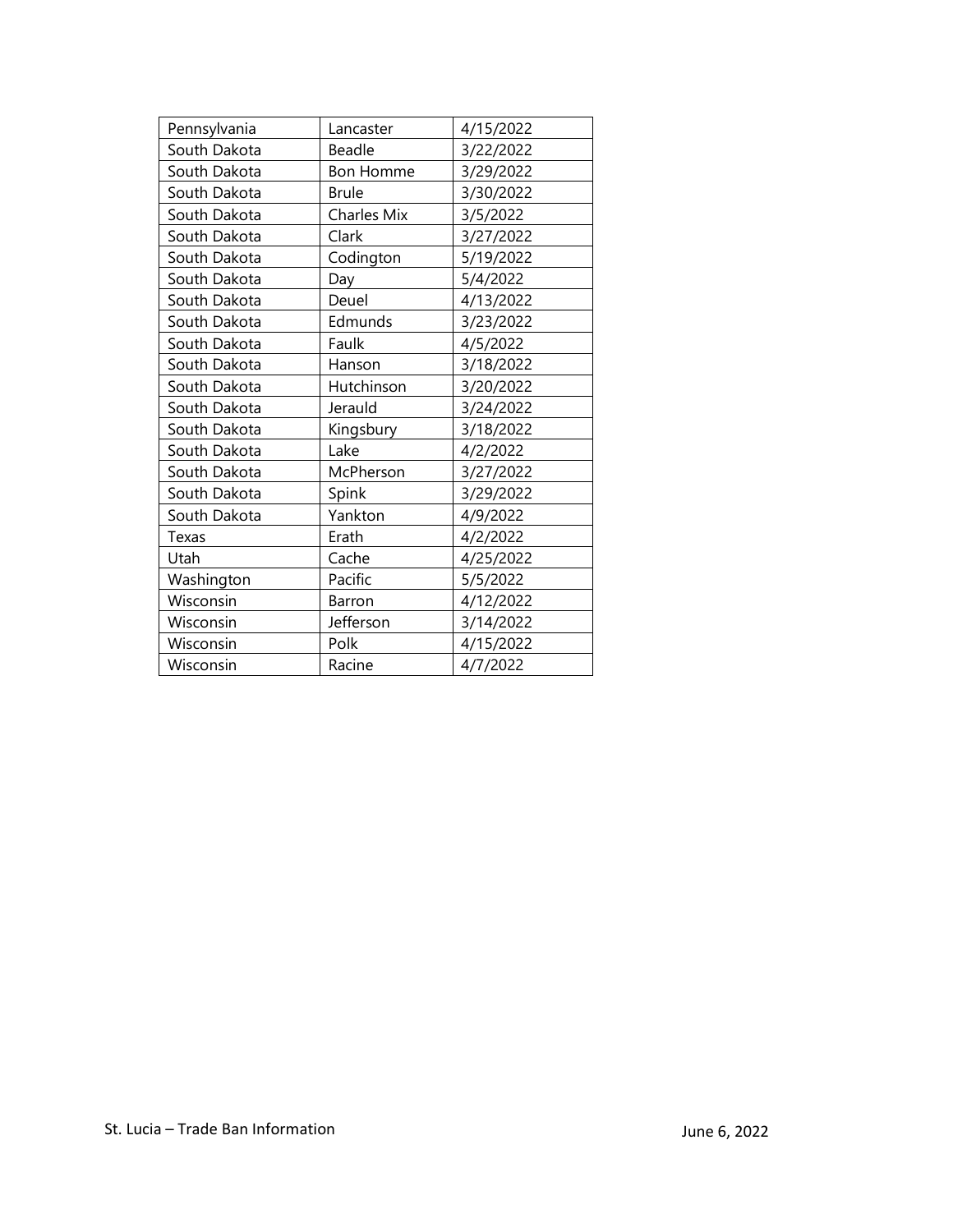| | | |
|---|---|---|
| Pennsylvania | Lancaster | 4/15/2022 |
| South Dakota | Beadle | 3/22/2022 |
| South Dakota | Bon Homme | 3/29/2022 |
| South Dakota | Brule | 3/30/2022 |
| South Dakota | Charles Mix | 3/5/2022 |
| South Dakota | Clark | 3/27/2022 |
| South Dakota | Codington | 5/19/2022 |
| South Dakota | Day | 5/4/2022 |
| South Dakota | Deuel | 4/13/2022 |
| South Dakota | Edmunds | 3/23/2022 |
| South Dakota | Faulk | 4/5/2022 |
| South Dakota | Hanson | 3/18/2022 |
| South Dakota | Hutchinson | 3/20/2022 |
| South Dakota | Jerauld | 3/24/2022 |
| South Dakota | Kingsbury | 3/18/2022 |
| South Dakota | Lake | 4/2/2022 |
| South Dakota | McPherson | 3/27/2022 |
| South Dakota | Spink | 3/29/2022 |
| South Dakota | Yankton | 4/9/2022 |
| Texas | Erath | 4/2/2022 |
| Utah | Cache | 4/25/2022 |
| Washington | Pacific | 5/5/2022 |
| Wisconsin | Barron | 4/12/2022 |
| Wisconsin | Jefferson | 3/14/2022 |
| Wisconsin | Polk | 4/15/2022 |
| Wisconsin | Racine | 4/7/2022 |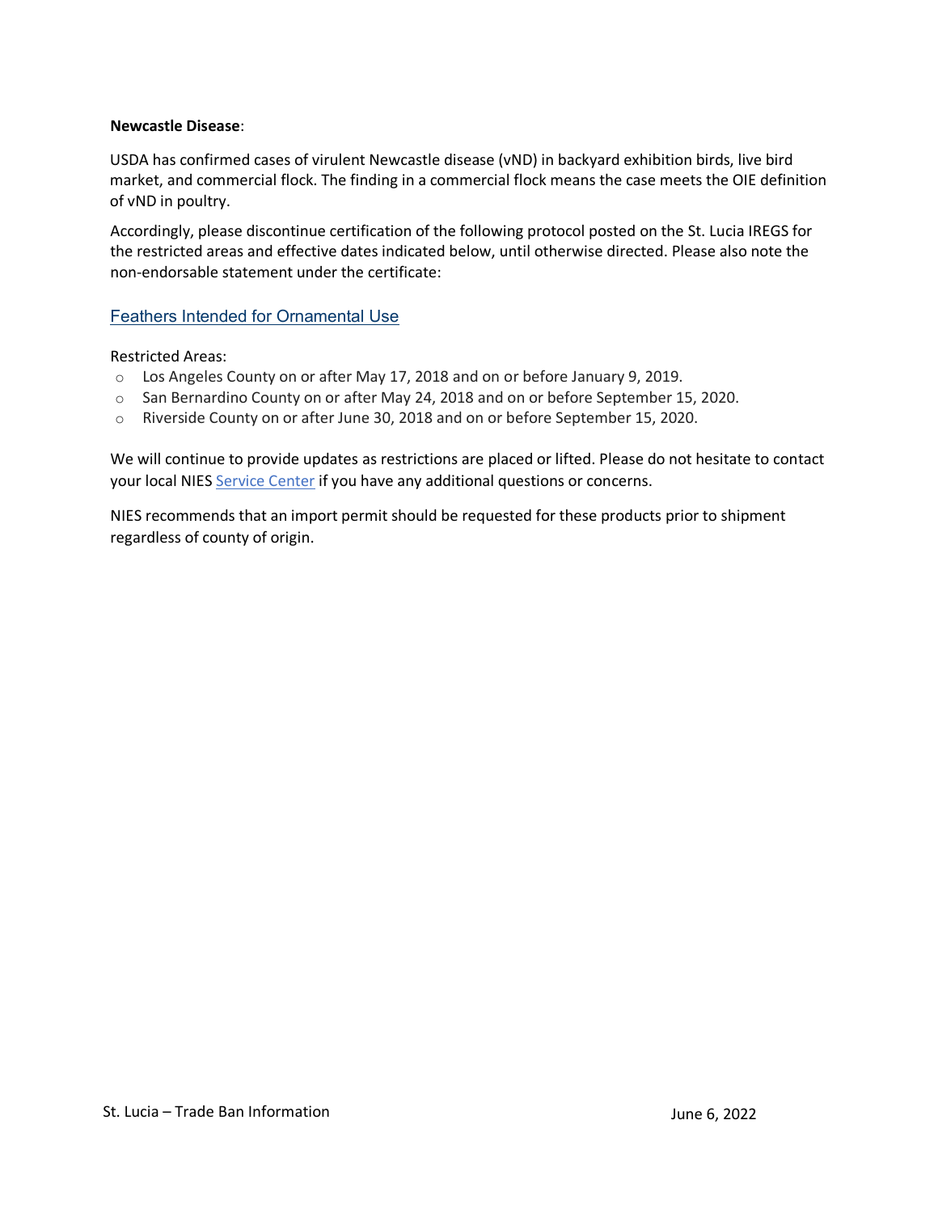**Newcastle Disease**:

USDA has confirmed cases of virulent Newcastle disease (vND) in backyard exhibition birds, live bird market, and commercial flock. The finding in a commercial flock means the case meets the OIE definition of vND in poultry.

Accordingly, please discontinue certification of the following protocol posted on the St. Lucia IREGS for the restricted areas and effective dates indicated below, until otherwise directed. Please also note the non-endorsable statement under the certificate:

Feathers Intended for Ornamental Use

Restricted Areas:

- Los Angeles County on or after May 17, 2018 and on or before January 9, 2019.
- San Bernardino County on or after May 24, 2018 and on or before September 15, 2020.
- Riverside County on or after June 30, 2018 and on or before September 15, 2020.

We will continue to provide updates as restrictions are placed or lifted. Please do not hesitate to contact your local NIES Service Center if you have any additional questions or concerns.

NIES recommends that an import permit should be requested for these products prior to shipment regardless of county of origin.